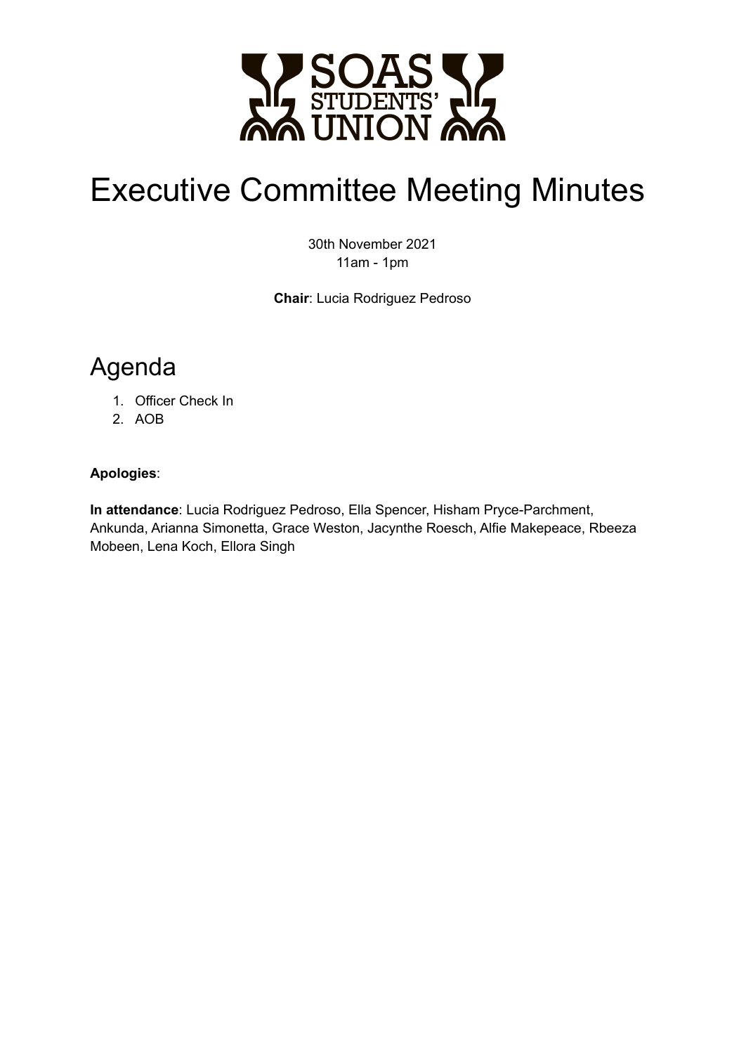# Executive Committee Meeting Minutes

30th November 2021
11am - 1pm

**Chair**: Lucia Rodriguez Pedroso

## Agenda

1. Officer Check In
2. AOB

**Apologies**:

**In attendance**: Lucia Rodriguez Pedroso, Ella Spencer, Hisham Pryce-Parchment, Ankunda, Arianna Simonetta, Grace Weston, Jacynthe Roesch, Alfie Makepeace, Rbeeza Mobeen, Lena Koch, Ellora Singh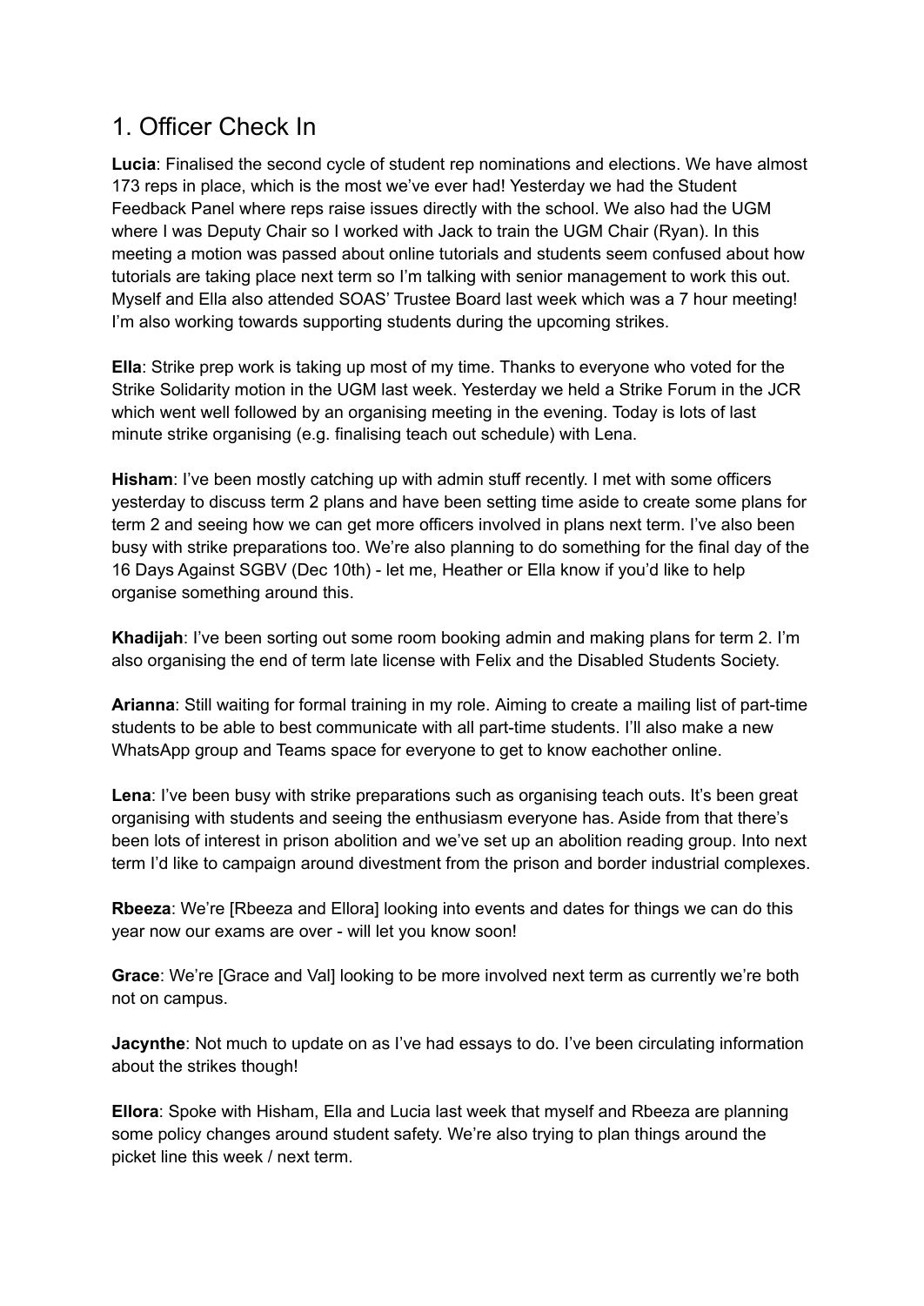## 1. Officer Check In

**Lucia**: Finalised the second cycle of student rep nominations and elections. We have almost 173 reps in place, which is the most we've ever had! Yesterday we had the Student Feedback Panel where reps raise issues directly with the school. We also had the UGM where I was Deputy Chair so I worked with Jack to train the UGM Chair (Ryan). In this meeting a motion was passed about online tutorials and students seem confused about how tutorials are taking place next term so I'm talking with senior management to work this out. Myself and Ella also attended SOAS' Trustee Board last week which was a 7 hour meeting! I'm also working towards supporting students during the upcoming strikes.

**Ella**: Strike prep work is taking up most of my time. Thanks to everyone who voted for the Strike Solidarity motion in the UGM last week. Yesterday we held a Strike Forum in the JCR which went well followed by an organising meeting in the evening. Today is lots of last minute strike organising (e.g. finalising teach out schedule) with Lena.

**Hisham**: I've been mostly catching up with admin stuff recently. I met with some officers yesterday to discuss term 2 plans and have been setting time aside to create some plans for term 2 and seeing how we can get more officers involved in plans next term. I've also been busy with strike preparations too. We're also planning to do something for the final day of the 16 Days Against SGBV (Dec 10th) - let me, Heather or Ella know if you'd like to help organise something around this.

**Khadijah**: I've been sorting out some room booking admin and making plans for term 2. I'm also organising the end of term late license with Felix and the Disabled Students Society.

**Arianna**: Still waiting for formal training in my role. Aiming to create a mailing list of part-time students to be able to best communicate with all part-time students. I'll also make a new WhatsApp group and Teams space for everyone to get to know eachother online.

**Lena**: I've been busy with strike preparations such as organising teach outs. It's been great organising with students and seeing the enthusiasm everyone has. Aside from that there's been lots of interest in prison abolition and we've set up an abolition reading group. Into next term I'd like to campaign around divestment from the prison and border industrial complexes.

**Rbeeza**: We're [Rbeeza and Ellora] looking into events and dates for things we can do this year now our exams are over - will let you know soon!

**Grace**: We're [Grace and Val] looking to be more involved next term as currently we're both not on campus.

**Jacynthe**: Not much to update on as I've had essays to do. I've been circulating information about the strikes though!

**Ellora**: Spoke with Hisham, Ella and Lucia last week that myself and Rbeeza are planning some policy changes around student safety. We're also trying to plan things around the picket line this week / next term.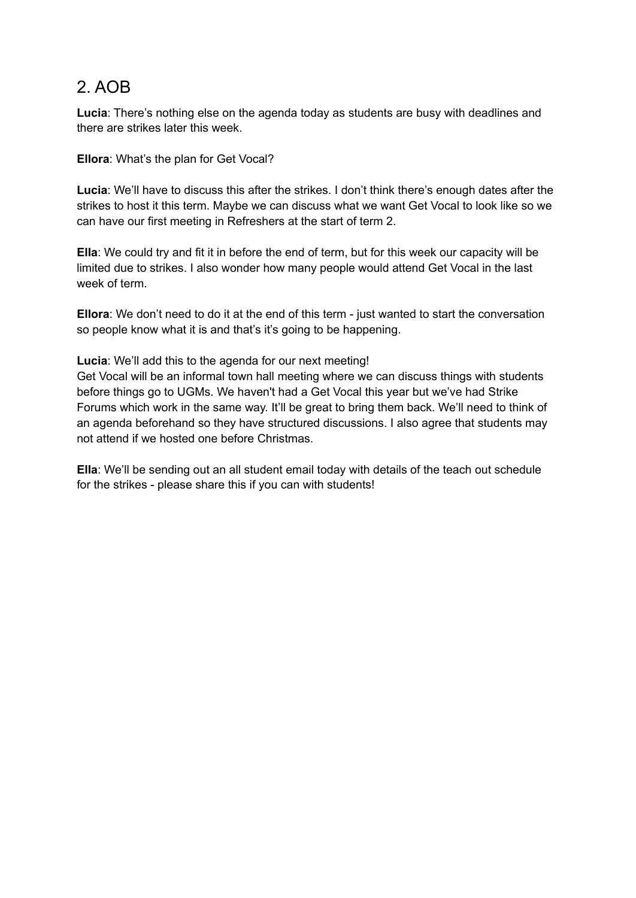## 2. AOB

**Lucia**: There's nothing else on the agenda today as students are busy with deadlines and there are strikes later this week.

**Ellora**: What's the plan for Get Vocal?

**Lucia**: We'll have to discuss this after the strikes. I don't think there's enough dates after the strikes to host it this term. Maybe we can discuss what we want Get Vocal to look like so we can have our first meeting in Refreshers at the start of term 2.

**Ella**: We could try and fit it in before the end of term, but for this week our capacity will be limited due to strikes. I also wonder how many people would attend Get Vocal in the last week of term.

**Ellora**: We don't need to do it at the end of this term - just wanted to start the conversation so people know what it is and that's it's going to be happening.

**Lucia**: We'll add this to the agenda for our next meeting!
Get Vocal will be an informal town hall meeting where we can discuss things with students before things go to UGMs. We haven't had a Get Vocal this year but we've had Strike Forums which work in the same way. It'll be great to bring them back. We'll need to think of an agenda beforehand so they have structured discussions. I also agree that students may not attend if we hosted one before Christmas.

**Ella**: We'll be sending out an all student email today with details of the teach out schedule for the strikes - please share this if you can with students!